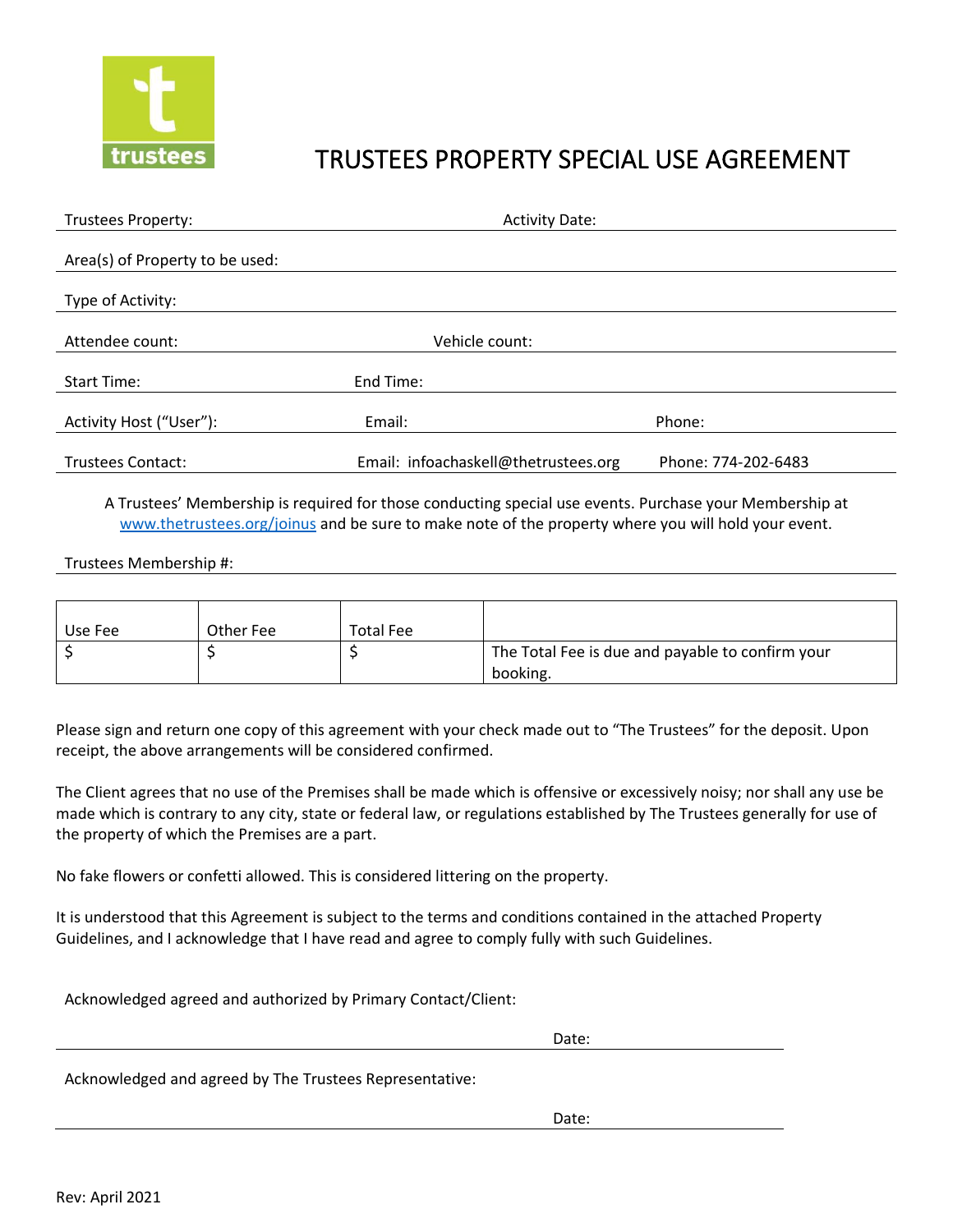trustees

# TRUSTEES PROPERTY SPECIAL USE AGREEMENT

Trustees Property: Activity Date:

Area(s) of Property to be used:

Type of Activity:

Attendee count: Vehicle count:

Start Time: End Time:

Activity Host ("User"): Email: Phone:

Trustees Contact: Email: infoachaskell@thetrustees.org Phone: 774-202-6483

A Trustees' Membership is required for those conducting special use events. Purchase your Membership at www.thetrustees.org/joinus and be sure to make note of the property where you will hold your event.

Trustees Membership #:

| Use Fee | Other Fee | Total Fee | |
|---|---|---|---|
| $ | $ | $ | The Total Fee is due and payable to confirm your booking. |

Please sign and return one copy of this agreement with your check made out to "The Trustees" for the deposit. Upon receipt, the above arrangements will be considered confirmed.

The Client agrees that no use of the Premises shall be made which is offensive or excessively noisy; nor shall any use be made which is contrary to any city, state or federal law, or regulations established by The Trustees generally for use of the property of which the Premises are a part.

No fake flowers or confetti allowed. This is considered littering on the property.

It is understood that this Agreement is subject to the terms and conditions contained in the attached Property Guidelines, and I acknowledge that I have read and agree to comply fully with such Guidelines.

Acknowledged agreed and authorized by Primary Contact/Client:

Date:

Acknowledged and agreed by The Trustees Representative:

Date:

Rev: April 2021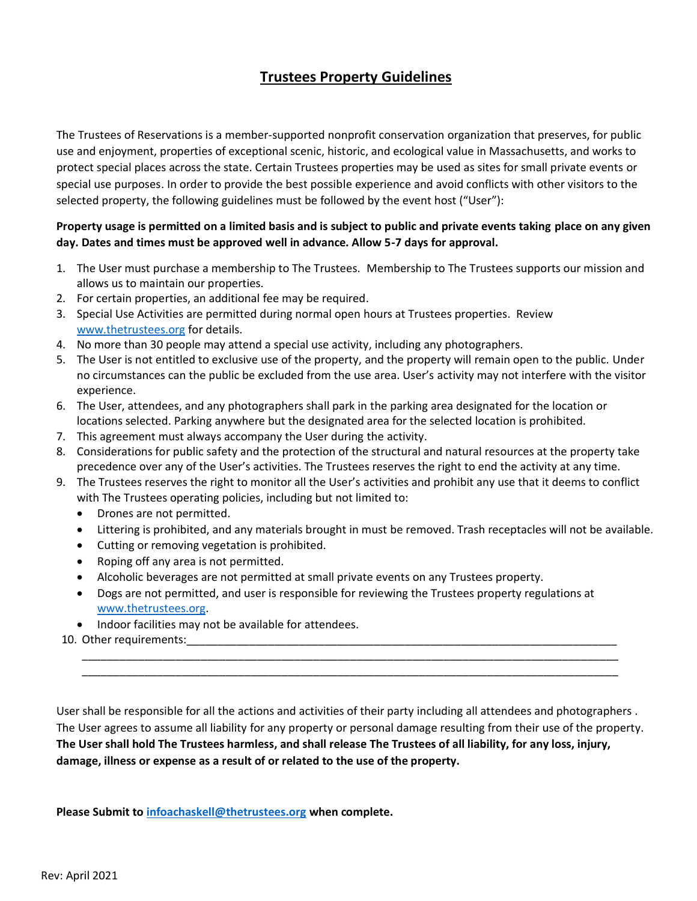# Trustees Property Guidelines

The Trustees of Reservations is a member-supported nonprofit conservation organization that preserves, for public use and enjoyment, properties of exceptional scenic, historic, and ecological value in Massachusetts, and works to protect special places across the state. Certain Trustees properties may be used as sites for small private events or special use purposes. In order to provide the best possible experience and avoid conflicts with other visitors to the selected property, the following guidelines must be followed by the event host ("User"):

**Property usage is permitted on a limited basis and is subject to public and private events taking place on any given day. Dates and times must be approved well in advance. Allow 5-7 days for approval.**

1. The User must purchase a membership to The Trustees. Membership to The Trustees supports our mission and allows us to maintain our properties.
2. For certain properties, an additional fee may be required.
3. Special Use Activities are permitted during normal open hours at Trustees properties. Review [www.thetrustees.org](www.thetrustees.org) for details.
4. No more than 30 people may attend a special use activity, including any photographers.
5. The User is not entitled to exclusive use of the property, and the property will remain open to the public. Under no circumstances can the public be excluded from the use area. User's activity may not interfere with the visitor experience.
6. The User, attendees, and any photographers shall park in the parking area designated for the location or locations selected. Parking anywhere but the designated area for the selected location is prohibited.
7. This agreement must always accompany the User during the activity.
8. Considerations for public safety and the protection of the structural and natural resources at the property take precedence over any of the User's activities. The Trustees reserves the right to end the activity at any time.
9. The Trustees reserves the right to monitor all the User's activities and prohibit any use that it deems to conflict with The Trustees operating policies, including but not limited to:
   - Drones are not permitted.
   - Littering is prohibited, and any materials brought in must be removed. Trash receptacles will not be available.
   - Cutting or removing vegetation is prohibited.
   - Roping off any area is not permitted.
   - Alcoholic beverages are not permitted at small private events on any Trustees property.
   - Dogs are not permitted, and user is responsible for reviewing the Trustees property regulations at [www.thetrustees.org](www.thetrustees.org).
   - Indoor facilities may not be available for attendees.
10. Other requirements:______________________________________________________________________
    ______________________________________________________________________________________
    ______________________________________________________________________________________

User shall be responsible for all the actions and activities of their party including all attendees and photographers . The User agrees to assume all liability for any property or personal damage resulting from their use of the property. **The User shall hold The Trustees harmless, and shall release The Trustees of all liability, for any loss, injury, damage, illness or expense as a result of or related to the use of the property.**

**Please Submit to [infoachaskell@thetrustees.org](mailto:infoachaskell@thetrustees.org) when complete.**

Rev: April 2021